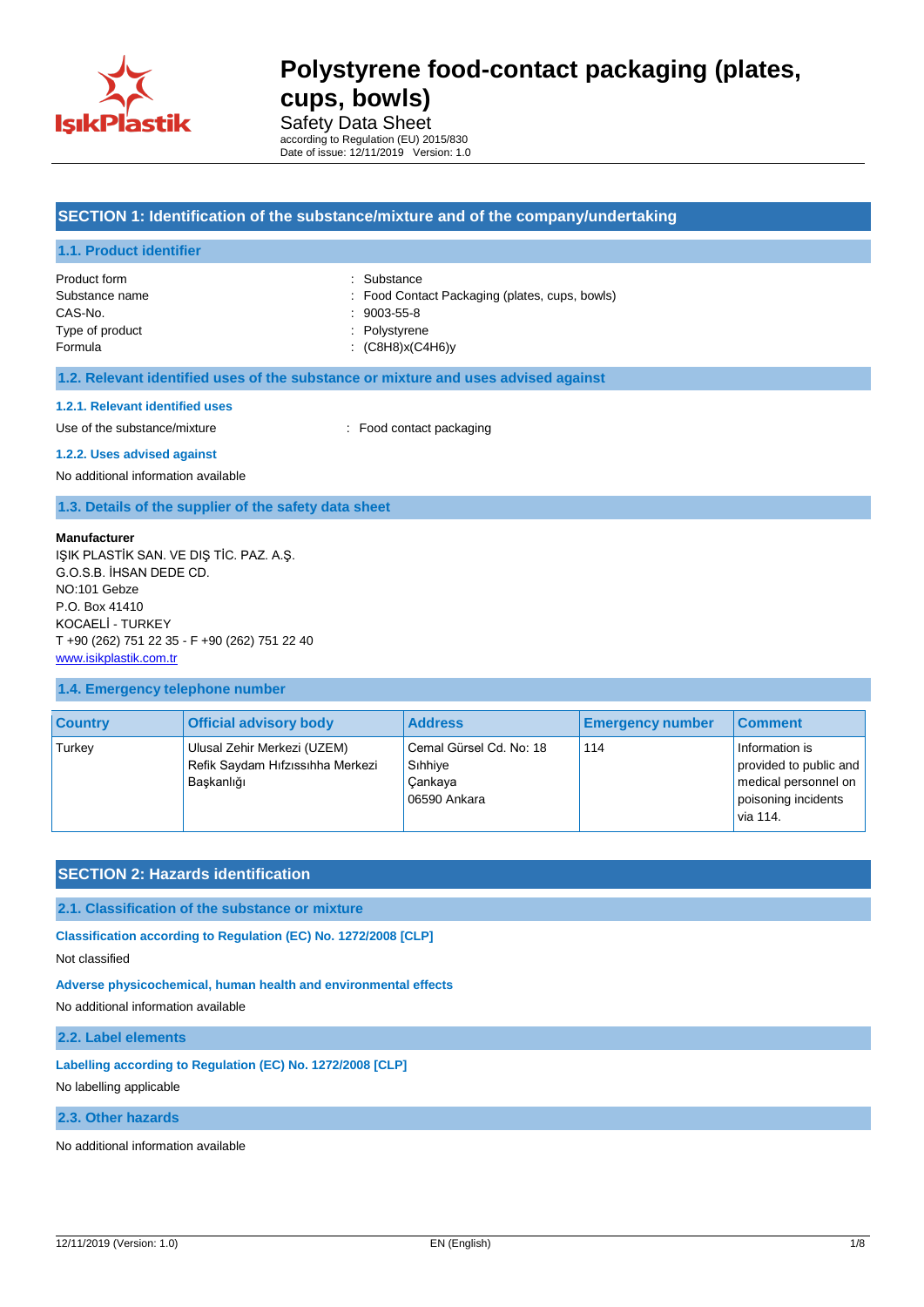# Polystyrene food-contact packaging (plates, cups, bowls)

Safety Data Sheet

according to Regulation (EU) 2015/830

Date of issue: 12/11/2019 Version: 1.0

## SECTION 1: Identification of the substance/mixture and of the company/undertaking

### 1.1. Product identifier

Product form : Substance

Substance name : Food Contact Packaging (plates, cups, bowls)

CAS-No. : 9003-55-8

Type of product : Polystyrene

Formula : $(C_8H_8)_x(C_4H_6)_y$

### 1.2. Relevant identified uses of the substance or mixture and uses advised against

#### 1.2.1. Relevant identified uses

Use of the substance/mixture : Food contact packaging

#### 1.2.2. Uses advised against

No additional information available

### 1.3. Details of the supplier of the safety data sheet

**Manufacturer**

IŞIK PLASTİK SAN. VE DIŞ TİC. PAZ. A.Ş.
G.O.S.B. İHSAN DEDE CD.
NO:101 Gebze
P.O. Box 41410
KOCAELİ - TURKEY
T +90 (262) 751 22 35 - F +90 (262) 751 22 40
www.isikplastik.com.tr

### 1.4. Emergency telephone number

| Country | Official advisory body | Address | Emergency number | Comment |
|---|---|---|---|---|
| Turkey | Ulusal Zehir Merkezi (UZEM) Refik Saydam Hıfzıssıhha Merkezi Başkanlığı | Cemal Gürsel Cd. No: 18 Sıhhiye Çankaya 06590 Ankara | 114 | Information is provided to public and medical personnel on poisoning incidents via 114. |

## SECTION 2: Hazards identification

### 2.1. Classification of the substance or mixture

**Classification according to Regulation (EC) No. 1272/2008 [CLP]**

Not classified

**Adverse physicochemical, human health and environmental effects**

No additional information available

### 2.2. Label elements

**Labelling according to Regulation (EC) No. 1272/2008 [CLP]**

No labelling applicable

### 2.3. Other hazards

No additional information available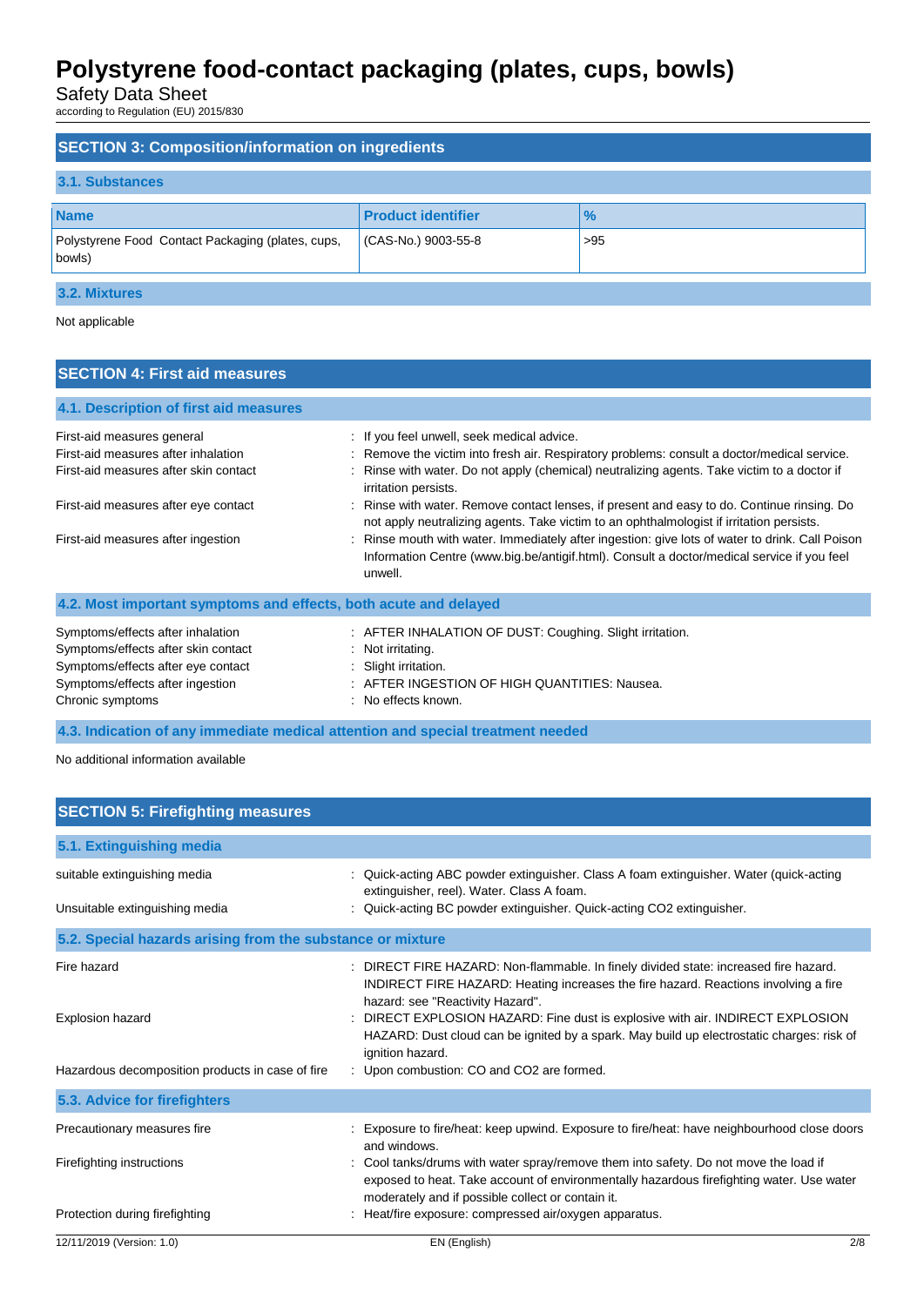## SECTION 3: Composition/information on ingredients

### 3.1. Substances

| Name | Product identifier | % |
|---|---|---|
| Polystyrene Food Contact Packaging (plates, cups, bowls) | (CAS-No.) 9003-55-8 | >95 |

### 3.2. Mixtures

Not applicable

## SECTION 4: First aid measures

### 4.1. Description of first aid measures

| | |
|---|---|
| First-aid measures general | : If you feel unwell, seek medical advice. |
| First-aid measures after inhalation | : Remove the victim into fresh air. Respiratory problems: consult a doctor/medical service. |
| First-aid measures after skin contact | : Rinse with water. Do not apply (chemical) neutralizing agents. Take victim to a doctor if irritation persists. |
| First-aid measures after eye contact | : Rinse with water. Remove contact lenses, if present and easy to do. Continue rinsing. Do not apply neutralizing agents. Take victim to an ophthalmologist if irritation persists. |
| First-aid measures after ingestion | : Rinse mouth with water. Immediately after ingestion: give lots of water to drink. Call Poison Information Centre (www.big.be/antigif.html). Consult a doctor/medical service if you feel unwell. |

### 4.2. Most important symptoms and effects, both acute and delayed

| | |
|---|---|
| Symptoms/effects after inhalation | : AFTER INHALATION OF DUST: Coughing. Slight irritation. |
| Symptoms/effects after skin contact | : Not irritating. |
| Symptoms/effects after eye contact | : Slight irritation. |
| Symptoms/effects after ingestion | : AFTER INGESTION OF HIGH QUANTITIES: Nausea. |
| Chronic symptoms | : No effects known. |

### 4.3. Indication of any immediate medical attention and special treatment needed

No additional information available

## SECTION 5: Firefighting measures

### 5.1. Extinguishing media

| | |
|---|---|
| suitable extinguishing media | : Quick-acting ABC powder extinguisher. Class A foam extinguisher. Water (quick-acting extinguisher, reel). Water. Class A foam. |
| Unsuitable extinguishing media | : Quick-acting BC powder extinguisher. Quick-acting $CO_2$ extinguisher. |

### 5.2. Special hazards arising from the substance or mixture

| | |
|---|---|
| Fire hazard | : DIRECT FIRE HAZARD: Non-flammable. In finely divided state: increased fire hazard. INDIRECT FIRE HAZARD: Heating increases the fire hazard. Reactions involving a fire hazard: see "Reactivity Hazard". |
| Explosion hazard | : DIRECT EXPLOSION HAZARD: Fine dust is explosive with air. INDIRECT EXPLOSION HAZARD: Dust cloud can be ignited by a spark. May build up electrostatic charges: risk of ignition hazard. |
| Hazardous decomposition products in case of fire | : Upon combustion: CO and $CO_2$ are formed. |

### 5.3. Advice for firefighters

| | |
|---|---|
| Precautionary measures fire | : Exposure to fire/heat: keep upwind. Exposure to fire/heat: have neighbourhood close doors and windows. |
| Firefighting instructions | : Cool tanks/drums with water spray/remove them into safety. Do not move the load if exposed to heat. Take account of environmentally hazardous firefighting water. Use water moderately and if possible collect or contain it. |
| Protection during firefighting | : Heat/fire exposure: compressed air/oxygen apparatus. |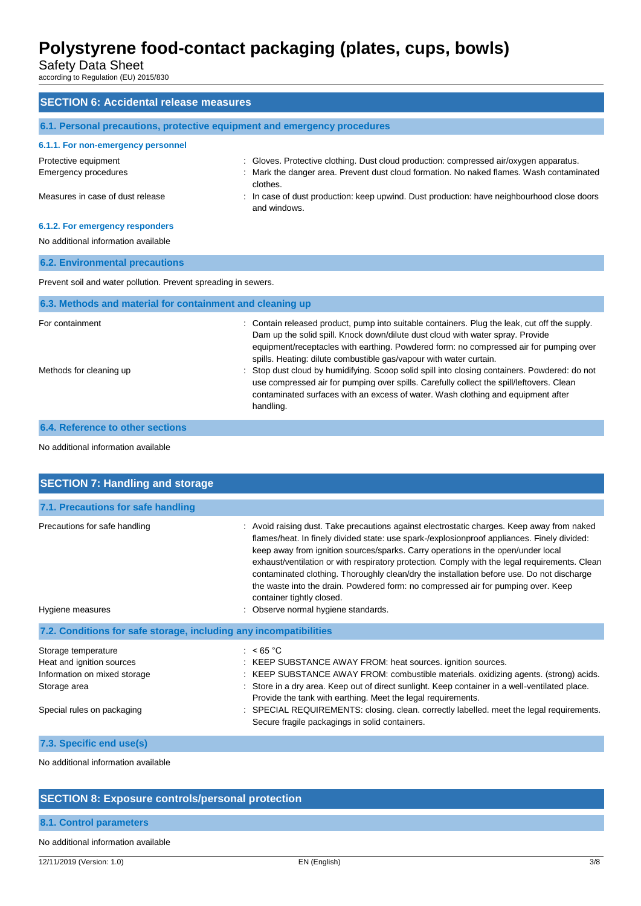## SECTION 6: Accidental release measures

### 6.1. Personal precautions, protective equipment and emergency procedures

#### 6.1.1. For non-emergency personnel

| | |
|---|---|
| Protective equipment | : Gloves. Protective clothing. Dust cloud production: compressed air/oxygen apparatus. |
| Emergency procedures | : Mark the danger area. Prevent dust cloud formation. No naked flames. Wash contaminated clothes. |
| Measures in case of dust release | : In case of dust production: keep upwind. Dust production: have neighbourhood close doors and windows. |

#### 6.1.2. For emergency responders

No additional information available

### 6.2. Environmental precautions

Prevent soil and water pollution. Prevent spreading in sewers.

### 6.3. Methods and material for containment and cleaning up

| | |
|---|---|
| For containment | : Contain released product, pump into suitable containers. Plug the leak, cut off the supply. Dam up the solid spill. Knock down/dilute dust cloud with water spray. Provide equipment/receptacles with earthing. Powdered form: no compressed air for pumping over spills. Heating: dilute combustible gas/vapour with water curtain. |
| Methods for cleaning up | : Stop dust cloud by humidifying. Scoop solid spill into closing containers. Powdered: do not use compressed air for pumping over spills. Carefully collect the spill/leftovers. Clean contaminated surfaces with an excess of water. Wash clothing and equipment after handling. |

### 6.4. Reference to other sections

No additional information available

## SECTION 7: Handling and storage

### 7.1. Precautions for safe handling

| | |
|---|---|
| Precautions for safe handling | : Avoid raising dust. Take precautions against electrostatic charges. Keep away from naked flames/heat. In finely divided state: use spark-/explosionproof appliances. Finely divided: keep away from ignition sources/sparks. Carry operations in the open/under local exhaust/ventilation or with respiratory protection. Comply with the legal requirements. Clean contaminated clothing. Thoroughly clean/dry the installation before use. Do not discharge the waste into the drain. Powdered form: no compressed air for pumping over. Keep container tightly closed. |
| Hygiene measures | : Observe normal hygiene standards. |

### 7.2. Conditions for safe storage, including any incompatibilities

| | |
|---|---|
| Storage temperature | : < 65 °C |
| Heat and ignition sources | : KEEP SUBSTANCE AWAY FROM: heat sources. ignition sources. |
| Information on mixed storage | : KEEP SUBSTANCE AWAY FROM: combustible materials. oxidizing agents. (strong) acids. |
| Storage area | : Store in a dry area. Keep out of direct sunlight. Keep container in a well-ventilated place. Provide the tank with earthing. Meet the legal requirements. |
| Special rules on packaging | : SPECIAL REQUIREMENTS: closing. clean. correctly labelled. meet the legal requirements. Secure fragile packagings in solid containers. |

### 7.3. Specific end use(s)

No additional information available

## SECTION 8: Exposure controls/personal protection

### 8.1. Control parameters

No additional information available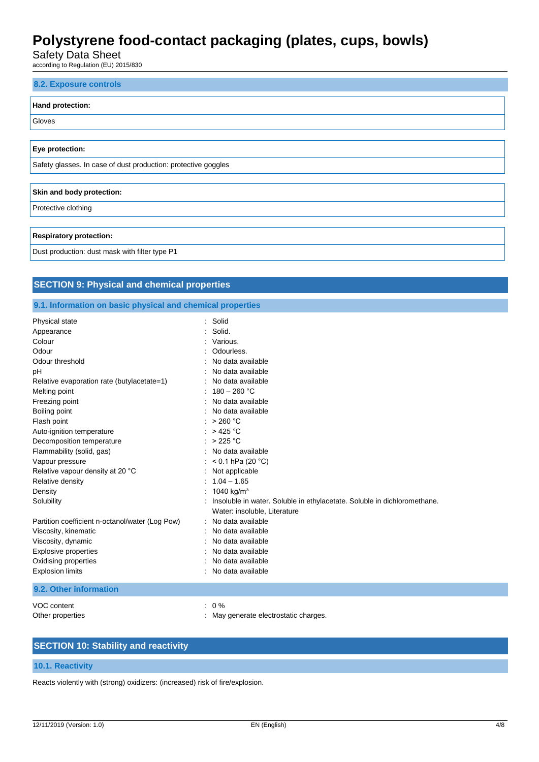### 8.2. Exposure controls

| Hand protection: |
|---|
| Gloves |

| Eye protection: |
|---|
| Safety glasses. In case of dust production: protective goggles |

| Skin and body protection: |
|---|
| Protective clothing |

| Respiratory protection: |
|---|
| Dust production: dust mask with filter type P1 |

## SECTION 9: Physical and chemical properties

### 9.1. Information on basic physical and chemical properties

| Property | Value |
|---|---|
| Physical state | : Solid |
| Appearance | : Solid. |
| Colour | : Various. |
| Odour | : Odourless. |
| Odour threshold | : No data available |
| pH | : No data available |
| Relative evaporation rate (butylacetate=1) | : No data available |
| Melting point | : 180 – 260 °C |
| Freezing point | : No data available |
| Boiling point | : No data available |
| Flash point | : > 260 °C |
| Auto-ignition temperature | : > 425 °C |
| Decomposition temperature | : > 225 °C |
| Flammability (solid, gas) | : No data available |
| Vapour pressure | : < 0.1 hPa (20 °C) |
| Relative vapour density at 20 °C | : Not applicable |
| Relative density | : 1.04 – 1.65 |
| Density | : 1040 kg/m³ |
| Solubility | : Insoluble in water. Soluble in ethylacetate. Soluble in dichloromethane. Water: insoluble, Literature |
| Partition coefficient n-octanol/water (Log Pow) | : No data available |
| Viscosity, kinematic | : No data available |
| Viscosity, dynamic | : No data available |
| Explosive properties | : No data available |
| Oxidising properties | : No data available |
| Explosion limits | : No data available |

### 9.2. Other information

| Property | Value |
|---|---|
| VOC content | : 0 % |
| Other properties | : May generate electrostatic charges. |

## SECTION 10: Stability and reactivity

### 10.1. Reactivity

Reacts violently with (strong) oxidizers: (increased) risk of fire/explosion.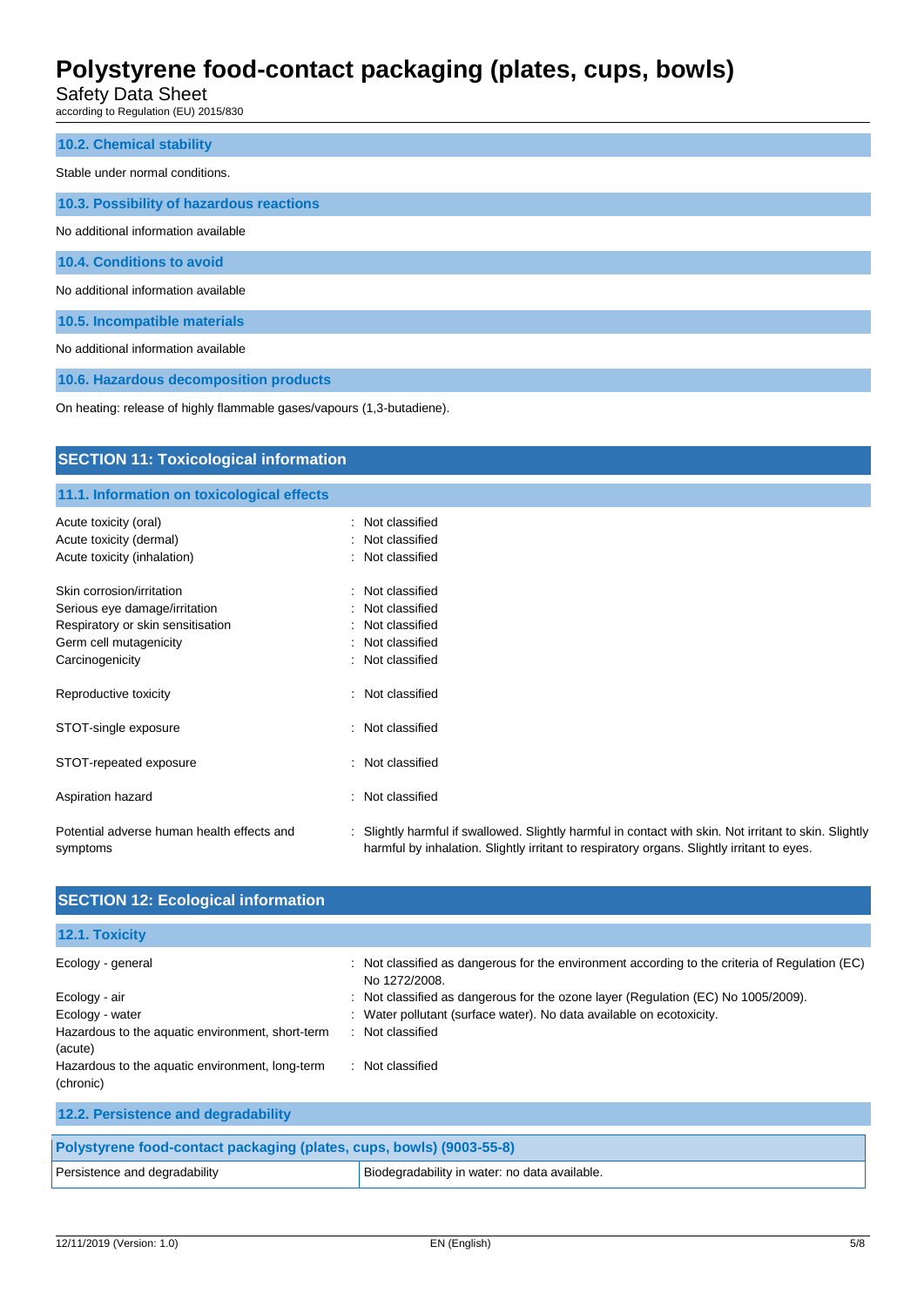### 10.2. Chemical stability

Stable under normal conditions.

### 10.3. Possibility of hazardous reactions

No additional information available

### 10.4. Conditions to avoid

No additional information available

### 10.5. Incompatible materials

No additional information available

### 10.6. Hazardous decomposition products

On heating: release of highly flammable gases/vapours (1,3-butadiene).

## SECTION 11: Toxicological information

### 11.1. Information on toxicological effects

Acute toxicity (oral) : Not classified
Acute toxicity (dermal) : Not classified
Acute toxicity (inhalation) : Not classified

Skin corrosion/irritation : Not classified
Serious eye damage/irritation : Not classified
Respiratory or skin sensitisation : Not classified
Germ cell mutagenicity : Not classified
Carcinogenicity : Not classified

Reproductive toxicity : Not classified

STOT-single exposure : Not classified

STOT-repeated exposure : Not classified

Aspiration hazard : Not classified

Potential adverse human health effects and symptoms : Slightly harmful if swallowed. Slightly harmful in contact with skin. Not irritant to skin. Slightly harmful by inhalation. Slightly irritant to respiratory organs. Slightly irritant to eyes.

## SECTION 12: Ecological information

### 12.1. Toxicity

Ecology - general : Not classified as dangerous for the environment according to the criteria of Regulation (EC) No 1272/2008.
Ecology - air : Not classified as dangerous for the ozone layer (Regulation (EC) No 1005/2009).
Ecology - water : Water pollutant (surface water). No data available on ecotoxicity.
Hazardous to the aquatic environment, short-term (acute) : Not classified
Hazardous to the aquatic environment, long-term (chronic) : Not classified

### 12.2. Persistence and degradability

| Polystyrene food-contact packaging (plates, cups, bowls) (9003-55-8) | |
|---|---|
| Persistence and degradability | Biodegradability in water: no data available. |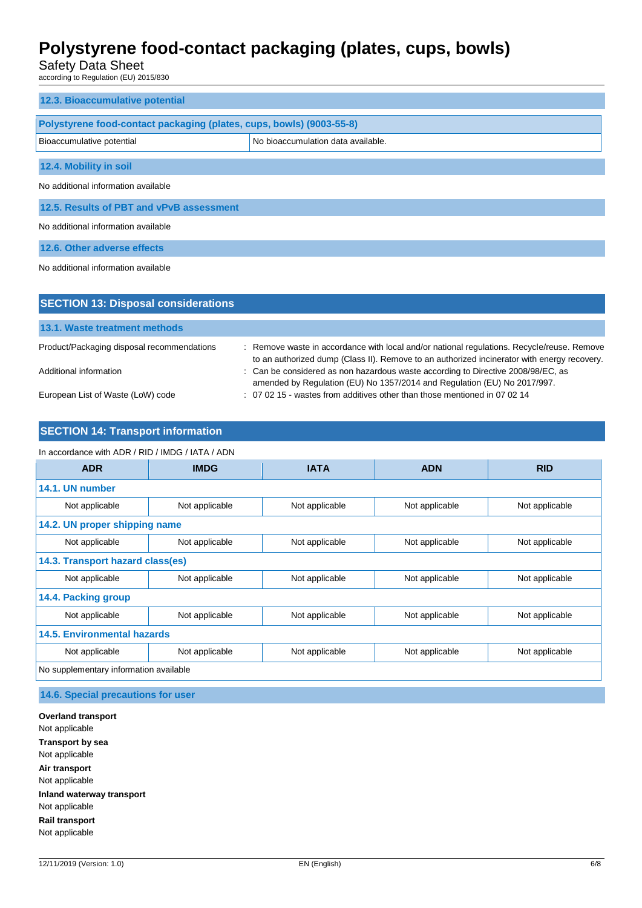### 12.3. Bioaccumulative potential

| Polystyrene food-contact packaging (plates, cups, bowls) (9003-55-8) | |
|---|---|
| Bioaccumulative potential | No bioaccumulation data available. |

### 12.4. Mobility in soil

No additional information available

### 12.5. Results of PBT and vPvB assessment

No additional information available

### 12.6. Other adverse effects

No additional information available

## SECTION 13: Disposal considerations

### 13.1. Waste treatment methods

Product/Packaging disposal recommendations : Remove waste in accordance with local and/or national regulations. Recycle/reuse. Remove to an authorized dump (Class II). Remove to an authorized incinerator with energy recovery.

Additional information : Can be considered as non hazardous waste according to Directive 2008/98/EC, as amended by Regulation (EU) No 1357/2014 and Regulation (EU) No 2017/997.

European List of Waste (LoW) code : 07 02 15 - wastes from additives other than those mentioned in 07 02 14

## SECTION 14: Transport information

In accordance with ADR / RID / IMDG / IATA / ADN

| ADR | IMDG | IATA | ADN | RID |
|---|---|---|---|---|
| **14.1. UN number** | | | | |
| Not applicable | Not applicable | Not applicable | Not applicable | Not applicable |
| **14.2. UN proper shipping name** | | | | |
| Not applicable | Not applicable | Not applicable | Not applicable | Not applicable |
| **14.3. Transport hazard class(es)** | | | | |
| Not applicable | Not applicable | Not applicable | Not applicable | Not applicable |
| **14.4. Packing group** | | | | |
| Not applicable | Not applicable | Not applicable | Not applicable | Not applicable |
| **14.5. Environmental hazards** | | | | |
| Not applicable | Not applicable | Not applicable | Not applicable | Not applicable |
| No supplementary information available | | | | |

### 14.6. Special precautions for user

**Overland transport**
Not applicable

**Transport by sea**
Not applicable

**Air transport**
Not applicable

**Inland waterway transport**
Not applicable

**Rail transport**
Not applicable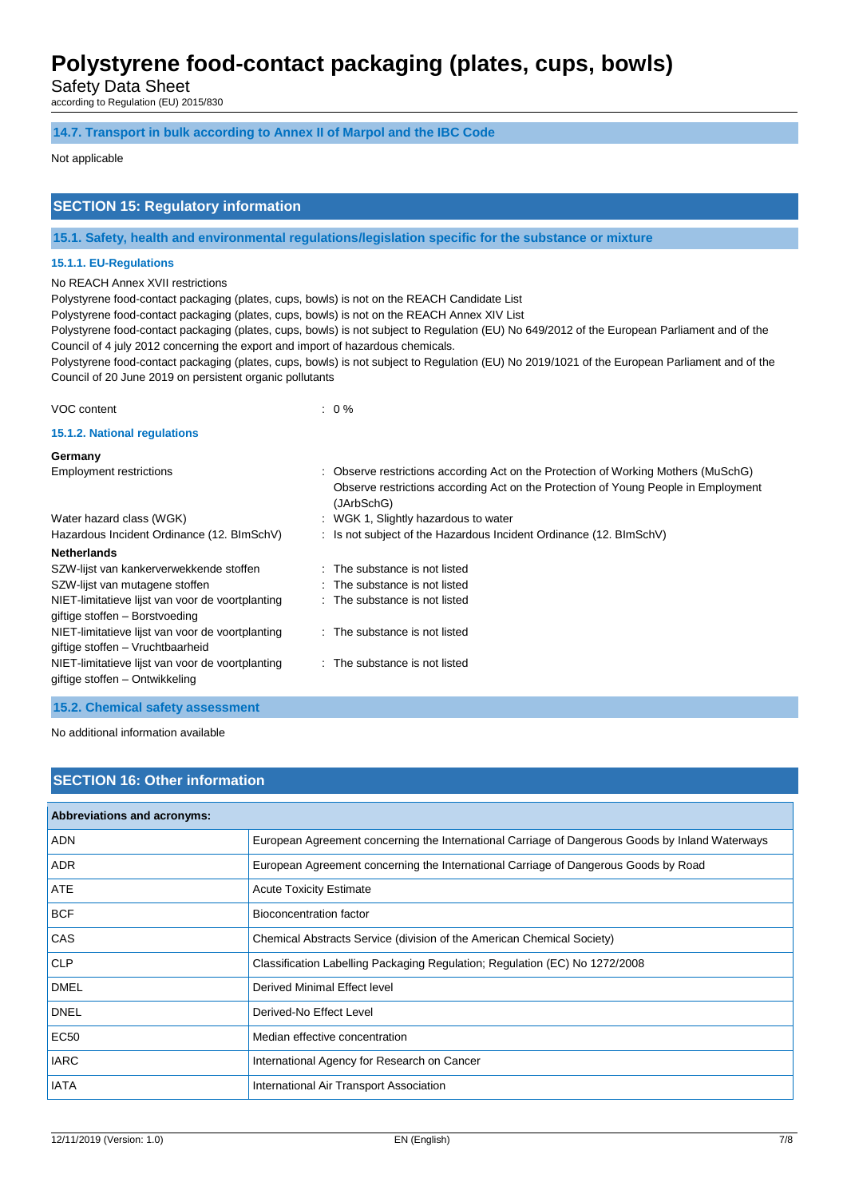### 14.7. Transport in bulk according to Annex II of Marpol and the IBC Code

Not applicable

## SECTION 15: Regulatory information

### 15.1. Safety, health and environmental regulations/legislation specific for the substance or mixture

#### 15.1.1. EU-Regulations

No REACH Annex XVII restrictions
Polystyrene food-contact packaging (plates, cups, bowls) is not on the REACH Candidate List
Polystyrene food-contact packaging (plates, cups, bowls) is not on the REACH Annex XIV List
Polystyrene food-contact packaging (plates, cups, bowls) is not subject to Regulation (EU) No 649/2012 of the European Parliament and of the Council of 4 july 2012 concerning the export and import of hazardous chemicals.
Polystyrene food-contact packaging (plates, cups, bowls) is not subject to Regulation (EU) No 2019/1021 of the European Parliament and of the Council of 20 June 2019 on persistent organic pollutants

VOC content : 0 %

#### 15.1.2. National regulations

**Germany**

Employment restrictions : Observe restrictions according Act on the Protection of Working Mothers (MuSchG)
Observe restrictions according Act on the Protection of Young People in Employment (JArbSchG)

Water hazard class (WGK) : WGK 1, Slightly hazardous to water

Hazardous Incident Ordinance (12. BImSchV) : Is not subject of the Hazardous Incident Ordinance (12. BImSchV)

**Netherlands**

SZW-lijst van kankerverwekkende stoffen : The substance is not listed

SZW-lijst van mutagene stoffen : The substance is not listed

NIET-limitatieve lijst van voor de voortplanting giftige stoffen – Borstvoeding : The substance is not listed

NIET-limitatieve lijst van voor de voortplanting giftige stoffen – Vruchtbaarheid : The substance is not listed

NIET-limitatieve lijst van voor de voortplanting giftige stoffen – Ontwikkeling : The substance is not listed

### 15.2. Chemical safety assessment

No additional information available

## SECTION 16: Other information

| Abbreviations and acronyms: | |
|---|---|
| ADN | European Agreement concerning the International Carriage of Dangerous Goods by Inland Waterways |
| ADR | European Agreement concerning the International Carriage of Dangerous Goods by Road |
| ATE | Acute Toxicity Estimate |
| BCF | Bioconcentration factor |
| CAS | Chemical Abstracts Service (division of the American Chemical Society) |
| CLP | Classification Labelling Packaging Regulation; Regulation (EC) No 1272/2008 |
| DMEL | Derived Minimal Effect level |
| DNEL | Derived-No Effect Level |
| EC50 | Median effective concentration |
| IARC | International Agency for Research on Cancer |
| IATA | International Air Transport Association |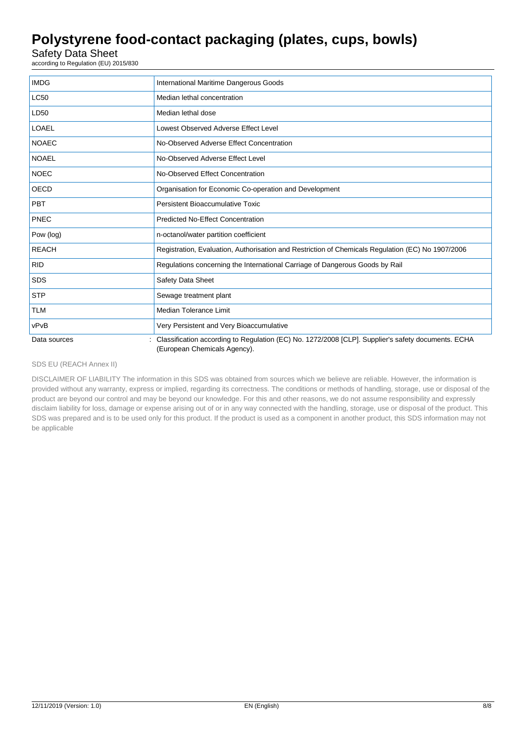| | |
|---|---|
| IMDG | International Maritime Dangerous Goods |
| LC50 | Median lethal concentration |
| LD50 | Median lethal dose |
| LOAEL | Lowest Observed Adverse Effect Level |
| NOAEC | No-Observed Adverse Effect Concentration |
| NOAEL | No-Observed Adverse Effect Level |
| NOEC | No-Observed Effect Concentration |
| OECD | Organisation for Economic Co-operation and Development |
| PBT | Persistent Bioaccumulative Toxic |
| PNEC | Predicted No-Effect Concentration |
| Pow (log) | n-octanol/water partition coefficient |
| REACH | Registration, Evaluation, Authorisation and Restriction of Chemicals Regulation (EC) No 1907/2006 |
| RID | Regulations concerning the International Carriage of Dangerous Goods by Rail |
| SDS | Safety Data Sheet |
| STP | Sewage treatment plant |
| TLM | Median Tolerance Limit |
| vPvB | Very Persistent and Very Bioaccumulative |

Data sources : Classification according to Regulation (EC) No. 1272/2008 [CLP]. Supplier's safety documents. ECHA (European Chemicals Agency).

SDS EU (REACH Annex II)

DISCLAIMER OF LIABILITY The information in this SDS was obtained from sources which we believe are reliable. However, the information is provided without any warranty, express or implied, regarding its correctness. The conditions or methods of handling, storage, use or disposal of the product are beyond our control and may be beyond our knowledge. For this and other reasons, we do not assume responsibility and expressly disclaim liability for loss, damage or expense arising out of or in any way connected with the handling, storage, use or disposal of the product. This SDS was prepared and is to be used only for this product. If the product is used as a component in another product, this SDS information may not be applicable